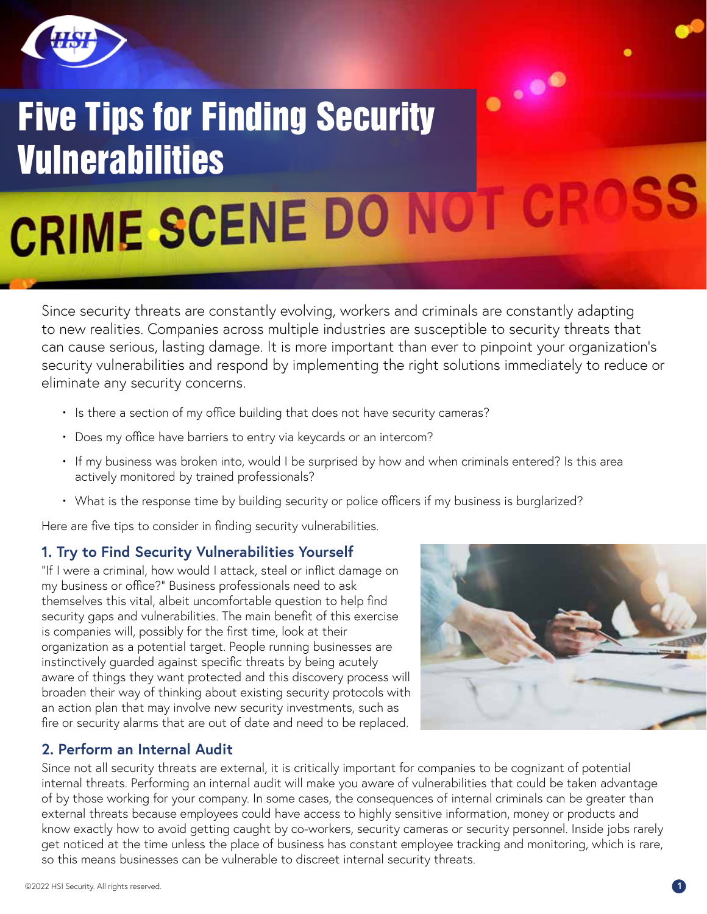# Five Tips for Finding Security Vulnerabilities

Since security threats are constantly evolving, workers and criminals are constantly adapting to new realities. Companies across multiple industries are susceptible to security threats that can cause serious, lasting damage. It is more important than ever to pinpoint your organization's security vulnerabilities and respond by implementing the right solutions immediately to reduce or eliminate any security concerns.

- Is there a section of my office building that does not have security cameras?
- Does my office have barriers to entry via keycards or an intercom?
- If my business was broken into, would I be surprised by how and when criminals entered? Is this area actively monitored by trained professionals?
- What is the response time by building security or police officers if my business is burglarized?

Here are five tips to consider in finding security vulnerabilities.

## 1. Try to Find Security Vulnerabilities Yourself

"If I were a criminal, how would I attack, steal or inflict damage on my business or office?" Business professionals need to ask themselves this vital, albeit uncomfortable question to help find security gaps and vulnerabilities. The main benefit of this exercise is companies will, possibly for the first time, look at their organization as a potential target. People running businesses are instinctively guarded against specific threats by being acutely aware of things they want protected and this discovery process will broaden their way of thinking about existing security protocols with an action plan that may involve new security investments, such as fire or security alarms that are out of date and need to be replaced.

## 2. Perform an Internal Audit

Since not all security threats are external, it is critically important for companies to be cognizant of potential internal threats. Performing an internal audit will make you aware of vulnerabilities that could be taken advantage of by those working for your company. In some cases, the consequences of internal criminals can be greater than external threats because employees could have access to highly sensitive information, money or products and know exactly how to avoid getting caught by co-workers, security cameras or security personnel. Inside jobs rarely get noticed at the time unless the place of business has constant employee tracking and monitoring, which is rare, so this means businesses can be vulnerable to discreet internal security threats.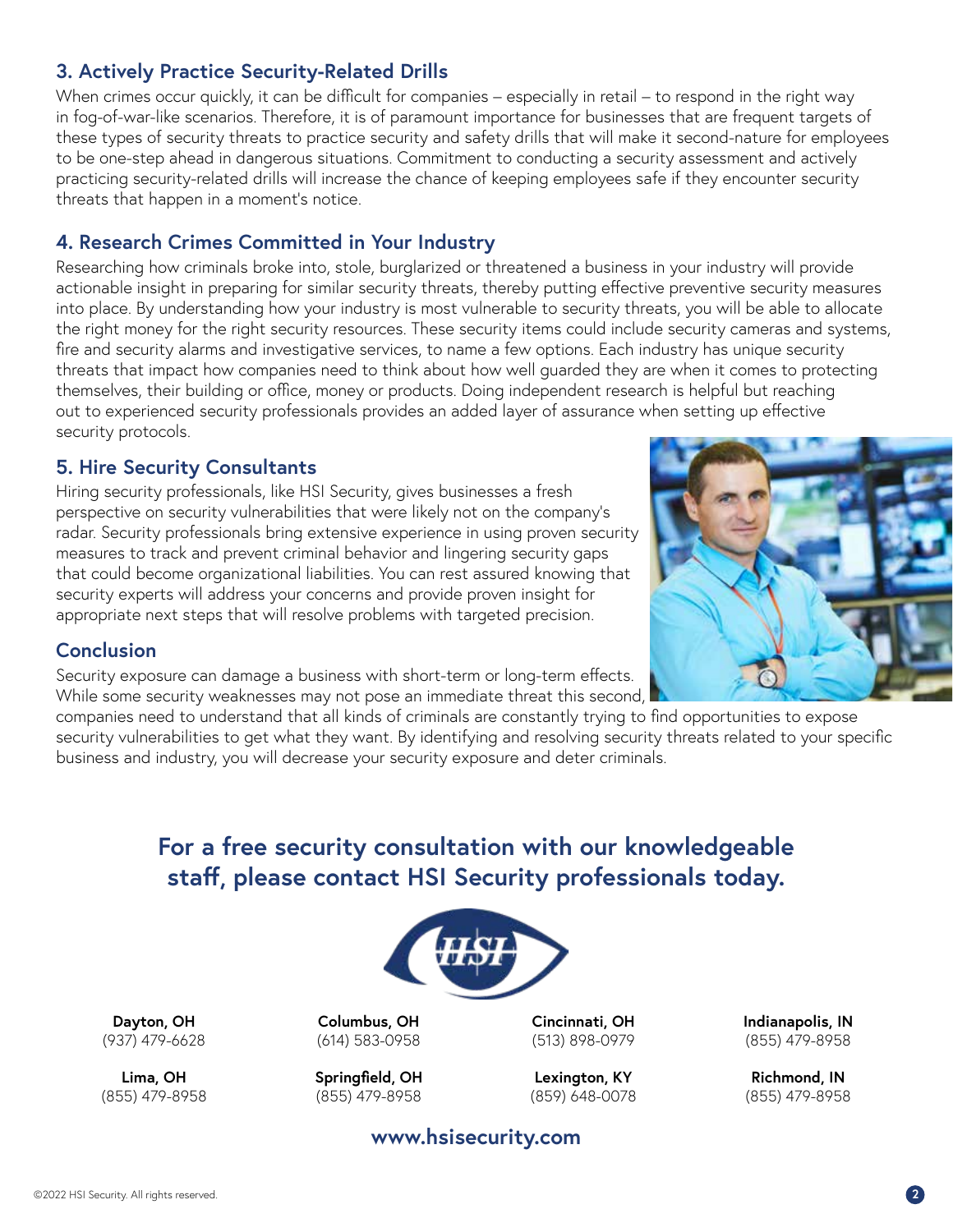## 3. Actively Practice Security-Related Drills

When crimes occur quickly, it can be difficult for companies – especially in retail – to respond in the right way in fog-of-war-like scenarios. Therefore, it is of paramount importance for businesses that are frequent targets of these types of security threats to practice security and safety drills that will make it second-nature for employees to be one-step ahead in dangerous situations. Commitment to conducting a security assessment and actively practicing security-related drills will increase the chance of keeping employees safe if they encounter security threats that happen in a moment's notice.

## 4. Research Crimes Committed in Your Industry

Researching how criminals broke into, stole, burglarized or threatened a business in your industry will provide actionable insight in preparing for similar security threats, thereby putting effective preventive security measures into place. By understanding how your industry is most vulnerable to security threats, you will be able to allocate the right money for the right security resources. These security items could include security cameras and systems, fire and security alarms and investigative services, to name a few options. Each industry has unique security threats that impact how companies need to think about how well guarded they are when it comes to protecting themselves, their building or office, money or products. Doing independent research is helpful but reaching out to experienced security professionals provides an added layer of assurance when setting up effective security protocols.

## 5. Hire Security Consultants

Hiring security professionals, like HSI Security, gives businesses a fresh perspective on security vulnerabilities that were likely not on the company's radar. Security professionals bring extensive experience in using proven security measures to track and prevent criminal behavior and lingering security gaps that could become organizational liabilities. You can rest assured knowing that security experts will address your concerns and provide proven insight for appropriate next steps that will resolve problems with targeted precision.

## Conclusion

Security exposure can damage a business with short-term or long-term effects. While some security weaknesses may not pose an immediate threat this second, companies need to understand that all kinds of criminals are constantly trying to find opportunities to expose security vulnerabilities to get what they want. By identifying and resolving security threats related to your specific business and industry, you will decrease your security exposure and deter criminals.

## For a free security consultation with our knowledgeable staff, please contact HSI Security professionals today.

HSI

**Dayton, OH**
(937) 479-6628

**Columbus, OH**
(614) 583-0958

**Cincinnati, OH**
(513) 898-0979

**Indianapolis, IN**
(855) 479-8958

**Lima, OH**
(855) 479-8958

**Springfield, OH**
(855) 479-8958

**Lexington, KY**
(859) 648-0078

**Richmond, IN**
(855) 479-8958

**www.hsisecurity.com**

©2022 HSI Security. All rights reserved.